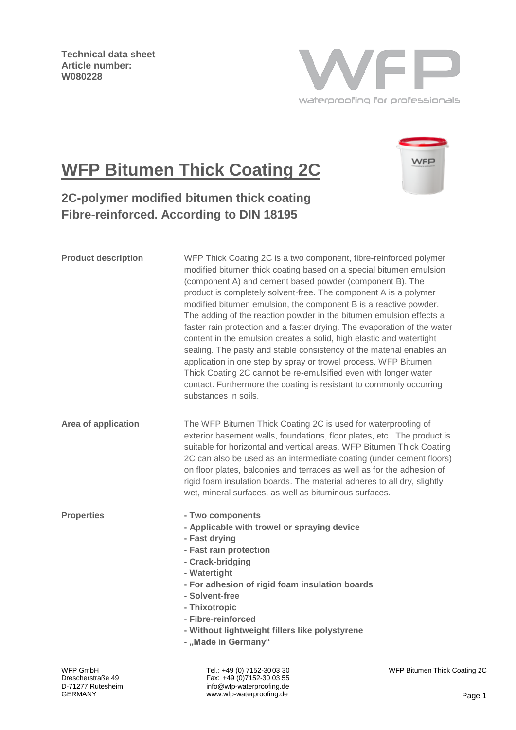**Technical data sheet**
**Article number:**
**W080228**

WFP
waterproofing for professionals

# WFP Bitumen Thick Coating 2C

## 2C-polymer modified bitumen thick coating
## Fibre-reinforced. According to DIN 18195

**Product description**

WFP Thick Coating 2C is a two component, fibre-reinforced polymer modified bitumen thick coating based on a special bitumen emulsion (component A) and cement based powder (component B). The product is completely solvent-free. The component A is a polymer modified bitumen emulsion, the component B is a reactive powder. The adding of the reaction powder in the bitumen emulsion effects a faster rain protection and a faster drying. The evaporation of the water content in the emulsion creates a solid, high elastic and watertight sealing. The pasty and stable consistency of the material enables an application in one step by spray or trowel process. WFP Bitumen Thick Coating 2C cannot be re-emulsified even with longer water contact. Furthermore the coating is resistant to commonly occurring substances in soils.

**Area of application**

The WFP Bitumen Thick Coating 2C is used for waterproofing of exterior basement walls, foundations, floor plates, etc.. The product is suitable for horizontal and vertical areas. WFP Bitumen Thick Coating 2C can also be used as an intermediate coating (under cement floors) on floor plates, balconies and terraces as well as for the adhesion of rigid foam insulation boards. The material adheres to all dry, slightly wet, mineral surfaces, as well as bituminous surfaces.

**Properties**

- **Two components**
- **Applicable with trowel or spraying device**
- **Fast drying**
- **Fast rain protection**
- **Crack-bridging**
- **Watertight**
- **For adhesion of rigid foam insulation boards**
- **Solvent-free**
- **Thixotropic**
- **Fibre-reinforced**
- **Without lightweight fillers like polystyrene**
- **„Made in Germany“**

WFP GmbH
Drescherstraße 49
D-71277 Rutesheim
GERMANY

Tel.: +49 (0) 7152-30 03 30
Fax: +49 (0)7152-30 03 55
info@wfp-waterproofing.de
www.wfp-waterproofing.de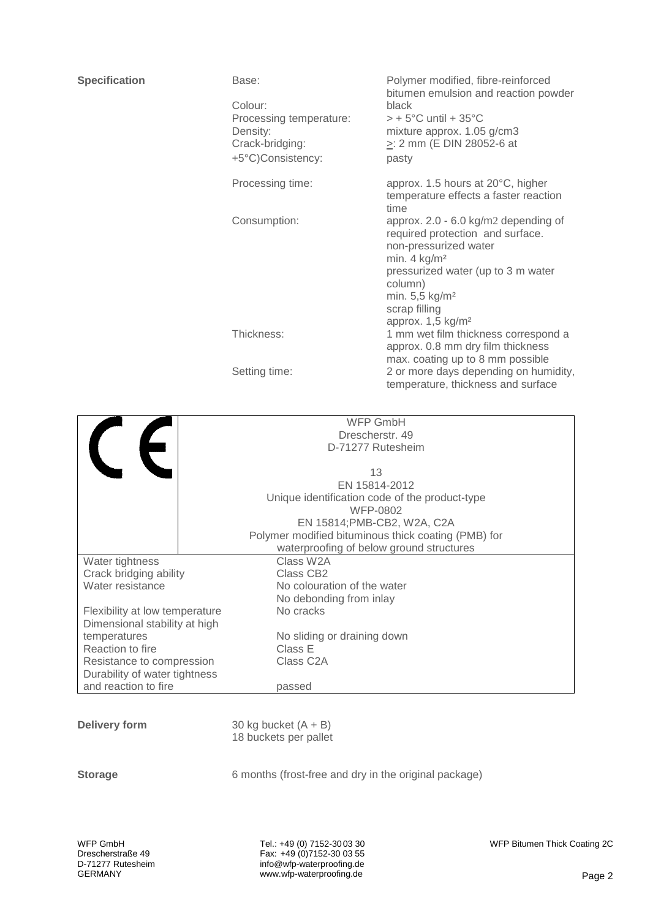**Specification**

| | |
|---|---|
| Base: | Polymer modified, fibre-reinforced bitumen emulsion and reaction powder |
| Colour: | black |
| Processing temperature: | > + 5°C until + 35°C |
| Density: | mixture approx. 1.05 g/cm3 |
| Crack-bridging: | ≥: 2 mm (E DIN 28052-6 at +5°C) |
| Consistency: | pasty |
| Processing time: | approx. 1.5 hours at 20°C, higher temperature effects a faster reaction time |
| Consumption: | approx. 2.0 - 6.0 kg/m2 depending of required protection and surface.<br>non-pressurized water<br>min. 4 kg/m²<br>pressurized water (up to 3 m water column)<br>min. 5,5 kg/m²<br>scrap filling<br>approx. 1,5 kg/m² |
| Thickness: | 1 mm wet film thickness correspond a approx. 0.8 mm dry film thickness<br>max. coating up to 8 mm possible |
| Setting time: | 2 or more days depending on humidity, temperature, thickness and surface |

| CE | WFP GmbH<br>Drescherstr. 49<br>D-71277 Rutesheim<br><br>13<br>EN 15814-2012<br>Unique identification code of the product-type<br>WFP-0802<br>EN 15814;PMB-CB2, W2A, C2A<br>Polymer modified bituminous thick coating (PMB) for waterproofing of below ground structures |
|---|---|
| Water tightness | Class W2A |
| Crack bridging ability | Class CB2 |
| Water resistance | No colouration of the water<br>No debonding from inlay |
| Flexibility at low temperature | No cracks |
| Dimensional stability at high temperatures | No sliding or draining down |
| Reaction to fire | Class E |
| Resistance to compression | Class C2A |
| Durability of water tightness and reaction to fire | passed |

**Delivery form**

30 kg bucket (A + B)
18 buckets per pallet

**Storage**

6 months (frost-free and dry in the original package)

WFP GmbH
Drescherstraße 49
D-71277 Rutesheim
GERMANY

Tel.: +49 (0) 7152-30 03 30
Fax: +49 (0)7152-30 03 55
info@wfp-waterproofing.de
www.wfp-waterproofing.de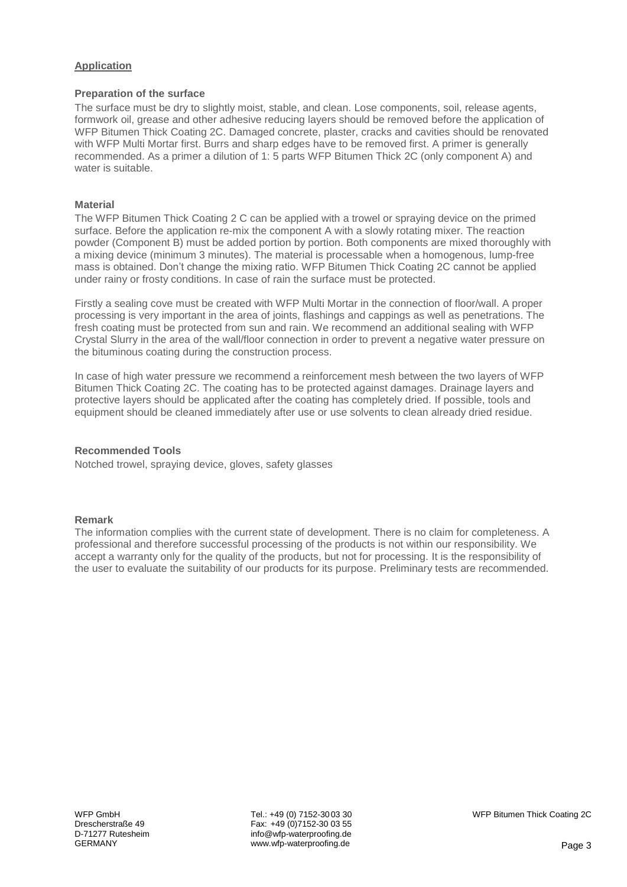## Application

### Preparation of the surface

The surface must be dry to slightly moist, stable, and clean. Lose components, soil, release agents, formwork oil, grease and other adhesive reducing layers should be removed before the application of WFP Bitumen Thick Coating 2C. Damaged concrete, plaster, cracks and cavities should be renovated with WFP Multi Mortar first. Burrs and sharp edges have to be removed first. A primer is generally recommended. As a primer a dilution of 1: 5 parts WFP Bitumen Thick 2C (only component A) and water is suitable.

### Material

The WFP Bitumen Thick Coating 2 C can be applied with a trowel or spraying device on the primed surface. Before the application re-mix the component A with a slowly rotating mixer. The reaction powder (Component B) must be added portion by portion. Both components are mixed thoroughly with a mixing device (minimum 3 minutes). The material is processable when a homogenous, lump-free mass is obtained. Don't change the mixing ratio. WFP Bitumen Thick Coating 2C cannot be applied under rainy or frosty conditions. In case of rain the surface must be protected.

Firstly a sealing cove must be created with WFP Multi Mortar in the connection of floor/wall. A proper processing is very important in the area of joints, flashings and cappings as well as penetrations. The fresh coating must be protected from sun and rain. We recommend an additional sealing with WFP Crystal Slurry in the area of the wall/floor connection in order to prevent a negative water pressure on the bituminous coating during the construction process.

In case of high water pressure we recommend a reinforcement mesh between the two layers of WFP Bitumen Thick Coating 2C. The coating has to be protected against damages. Drainage layers and protective layers should be applicated after the coating has completely dried. If possible, tools and equipment should be cleaned immediately after use or use solvents to clean already dried residue.

### Recommended Tools

Notched trowel, spraying device, gloves, safety glasses

### Remark

The information complies with the current state of development. There is no claim for completeness. A professional and therefore successful processing of the products is not within our responsibility. We accept a warranty only for the quality of the products, but not for processing. It is the responsibility of the user to evaluate the suitability of our products for its purpose. Preliminary tests are recommended.